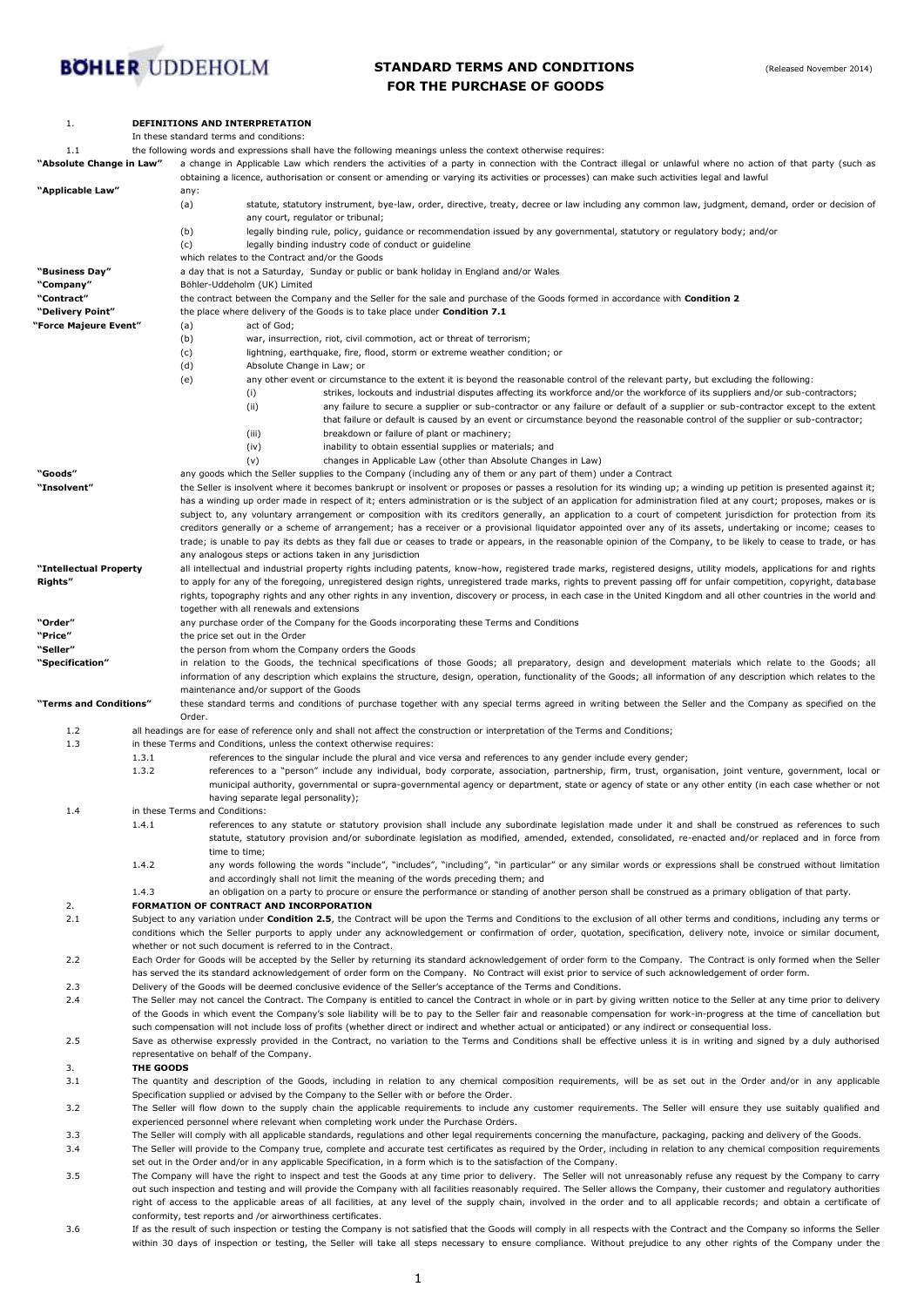BÖHLER UDDEHOLM

# STANDARD TERMS AND CONDITIONS FOR THE PURCHASE OF GOODS

(Released November 2014)

## 1. DEFINITIONS AND INTERPRETATION

In these standard terms and conditions:

1.1 the following words and expressions shall have the following meanings unless the context otherwise requires:

**"Absolute Change in Law"** a change in Applicable Law which renders the activities of a party in connection with the Contract illegal or unlawful where no action of that party (such as obtaining a licence, authorisation or consent or amending or varying its activities or processes) can make such activities legal and lawful

**"Applicable Law"** any:

(a) statute, statutory instrument, bye-law, order, directive, treaty, decree or law including any common law, judgment, demand, order or decision of any court, regulator or tribunal;

(b) legally binding rule, policy, guidance or recommendation issued by any governmental, statutory or regulatory body; and/or

(c) legally binding industry code of conduct or guideline

which relates to the Contract and/or the Goods

**"Business Day"** a day that is not a Saturday, Sunday or public or bank holiday in England and/or Wales

**"Company"** Böhler-Uddeholm (UK) Limited

**"Contract"** the contract between the Company and the Seller for the sale and purchase of the Goods formed in accordance with **Condition 2**

**"Delivery Point"** the place where delivery of the Goods is to take place under **Condition 7.1**

**"Force Majeure Event"**

(a) act of God;

(b) war, insurrection, riot, civil commotion, act or threat of terrorism;

(c) lightning, earthquake, fire, flood, storm or extreme weather condition; or

(d) Absolute Change in Law; or

(e) any other event or circumstance to the extent it is beyond the reasonable control of the relevant party, but excluding the following:

(i) strikes, lockouts and industrial disputes affecting its workforce and/or the workforce of its suppliers and/or sub-contractors;

(ii) any failure to secure a supplier or sub-contractor or any failure or default of a supplier or sub-contractor except to the extent that failure or default is caused by an event or circumstance beyond the reasonable control of the supplier or sub-contractor;

(iii) breakdown or failure of plant or machinery;

(iv) inability to obtain essential supplies or materials; and

(v) changes in Applicable Law (other than Absolute Changes in Law)

**"Goods"** any goods which the Seller supplies to the Company (including any of them or any part of them) under a Contract

**"Insolvent"** the Seller is insolvent where it becomes bankrupt or insolvent or proposes or passes a resolution for its winding up; a winding up petition is presented against it; has a winding up order made in respect of it; enters administration or is the subject of an application for administration filed at any court; proposes, makes or is subject to, any voluntary arrangement or composition with its creditors generally, an application to a court of competent jurisdiction for protection from its creditors generally or a scheme of arrangement; has a receiver or a provisional liquidator appointed over any of its assets, undertaking or income; ceases to trade; is unable to pay its debts as they fall due or ceases to trade or appears, in the reasonable opinion of the Company, to be likely to cease to trade, or has any analogous steps or actions taken in any jurisdiction

**"Intellectual Property Rights"** all intellectual and industrial property rights including patents, know-how, registered trade marks, registered designs, utility models, applications for and rights to apply for any of the foregoing, unregistered design rights, unregistered trade marks, rights to prevent passing off for unfair competition, copyright, database rights, topography rights and any other rights in any invention, discovery or process, in each case in the United Kingdom and all other countries in the world and together with all renewals and extensions

**"Order"** any purchase order of the Company for the Goods incorporating these Terms and Conditions

**"Price"** the price set out in the Order

**"Seller"** the person from whom the Company orders the Goods

**"Specification"** in relation to the Goods, the technical specifications of those Goods; all preparatory, design and development materials which relate to the Goods; all information of any description which explains the structure, design, operation, functionality of the Goods; all information of any description which relates to the maintenance and/or support of the Goods

**"Terms and Conditions"** these standard terms and conditions of purchase together with any special terms agreed in writing between the Seller and the Company as specified on the Order.

1.2 all headings are for ease of reference only and shall not affect the construction or interpretation of the Terms and Conditions;

1.3 in these Terms and Conditions, unless the context otherwise requires:

1.3.1 references to the singular include the plural and vice versa and references to any gender include every gender;

1.3.2 references to a "person" include any individual, body corporate, association, partnership, firm, trust, organisation, joint venture, government, local or municipal authority, governmental or supra-governmental agency or department, state or agency of state or any other entity (in each case whether or not having separate legal personality);

1.4 in these Terms and Conditions:

1.4.1 references to any statute or statutory provision shall include any subordinate legislation made under it and shall be construed as references to such statute, statutory provision and/or subordinate legislation as modified, amended, extended, consolidated, re-enacted and/or replaced and in force from time to time;

1.4.2 any words following the words "include", "includes", "including", "in particular" or any similar words or expressions shall be construed without limitation and accordingly shall not limit the meaning of the words preceding them; and

1.4.3 an obligation on a party to procure or ensure the performance or standing of another person shall be construed as a primary obligation of that party.

## 2. FORMATION OF CONTRACT AND INCORPORATION

2.1 Subject to any variation under **Condition 2.5**, the Contract will be upon the Terms and Conditions to the exclusion of all other terms and conditions, including any terms or conditions which the Seller purports to apply under any acknowledgement or confirmation of order, quotation, specification, delivery note, invoice or similar document, whether or not such document is referred to in the Contract.

2.2 Each Order for Goods will be accepted by the Seller by returning its standard acknowledgement of order form to the Company. The Contract is only formed when the Seller has served the its standard acknowledgement of order form on the Company. No Contract will exist prior to service of such acknowledgement of order form.

2.3 Delivery of the Goods will be deemed conclusive evidence of the Seller's acceptance of the Terms and Conditions.

2.4 The Seller may not cancel the Contract. The Company is entitled to cancel the Contract in whole or in part by giving written notice to the Seller at any time prior to delivery of the Goods in which event the Company's sole liability will be to pay to the Seller fair and reasonable compensation for work-in-progress at the time of cancellation but such compensation will not include loss of profits (whether direct or indirect and whether actual or anticipated) or any indirect or consequential loss.

2.5 Save as otherwise expressly provided in the Contract, no variation to the Terms and Conditions shall be effective unless it is in writing and signed by a duly authorised representative on behalf of the Company.

## 3. THE GOODS

3.1 The quantity and description of the Goods, including in relation to any chemical composition requirements, will be as set out in the Order and/or in any applicable Specification supplied or advised by the Company to the Seller with or before the Order.

3.2 The Seller will flow down to the supply chain the applicable requirements to include any customer requirements. The Seller will ensure they use suitably qualified and experienced personnel where relevant when completing work under the Purchase Orders.

3.3 The Seller will comply with all applicable standards, regulations and other legal requirements concerning the manufacture, packaging, packing and delivery of the Goods.

3.4 The Seller will provide to the Company true, complete and accurate test certificates as required by the Order, including in relation to any chemical composition requirements set out in the Order and/or in any applicable Specification, in a form which is to the satisfaction of the Company.

3.5 The Company will have the right to inspect and test the Goods at any time prior to delivery. The Seller will not unreasonably refuse any request by the Company to carry out such inspection and testing and will provide the Company with all facilities reasonably required. The Seller allows the Company, their customer and regulatory authorities right of access to the applicable areas of all facilities, at any level of the supply chain, involved in the order and to all applicable records; and obtain a certificate of conformity, test reports and /or airworthiness certificates.

3.6 If as the result of such inspection or testing the Company is not satisfied that the Goods will comply in all respects with the Contract and the Company so informs the Seller within 30 days of inspection or testing, the Seller will take all steps necessary to ensure compliance. Without prejudice to any other rights of the Company under the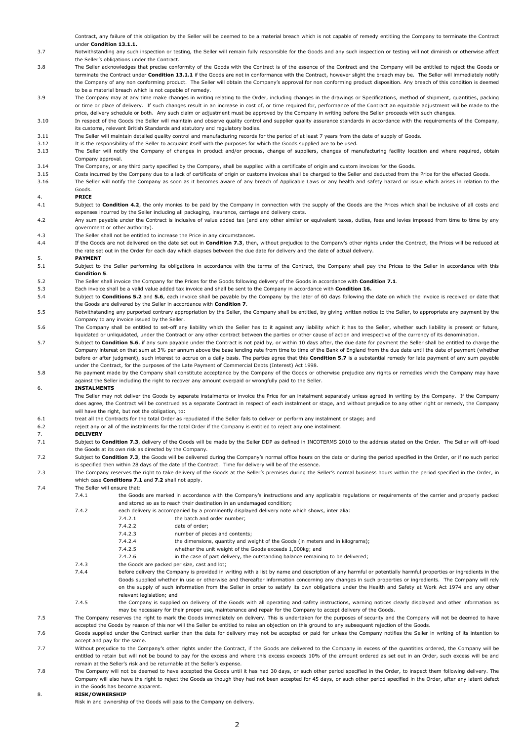Contract, any failure of this obligation by the Seller will be deemed to be a material breach which is not capable of remedy entitling the Company to terminate the Contract under **Condition 13.1.1.**

3.7 Notwithstanding any such inspection or testing, the Seller will remain fully responsible for the Goods and any such inspection or testing will not diminish or otherwise affect the Seller's obligations under the Contract.

3.8 The Seller acknowledges that precise conformity of the Goods with the Contract is of the essence of the Contract and the Company will be entitled to reject the Goods or terminate the Contract under **Condition 13.1.1** if the Goods are not in conformance with the Contract, however slight the breach may be. The Seller will immediately notify the Company of any non conforming product. The Seller will obtain the Company's approval for non conforming product disposition. Any breach of this condition is deemed to be a material breach which is not capable of remedy.

3.9 The Company may at any time make changes in writing relating to the Order, including changes in the drawings or Specifications, method of shipment, quantities, packing or time or place of delivery. If such changes result in an increase in cost of, or time required for, performance of the Contract an equitable adjustment will be made to the price, delivery schedule or both. Any such claim or adjustment must be approved by the Company in writing before the Seller proceeds with such changes.

3.10 In respect of the Goods the Seller will maintain and observe quality control and supplier quality assurance standards in accordance with the requirements of the Company, its customs, relevant British Standards and statutory and regulatory bodies.

3.11 The Seller will maintain detailed quality control and manufacturing records for the period of at least 7 years from the date of supply of Goods.

3.12 It is the responsibility of the Seller to acquaint itself with the purposes for which the Goods supplied are to be used.

3.13 The Seller will notify the Company of changes in product and/or process, change of suppliers, changes of manufacturing facility location and where required, obtain Company approval.

3.14 The Company, or any third party specified by the Company, shall be supplied with a certificate of origin and custom invoices for the Goods.

3.15 Costs incurred by the Company due to a lack of certificate of origin or customs invoices shall be charged to the Seller and deducted from the Price for the effected Goods.

3.16 The Seller will notify the Company as soon as it becomes aware of any breach of Applicable Laws or any health and safety hazard or issue which arises in relation to the Goods.

## 4. PRICE

4.1 Subject to **Condition 4.2**, the only monies to be paid by the Company in connection with the supply of the Goods are the Prices which shall be inclusive of all costs and expenses incurred by the Seller including all packaging, insurance, carriage and delivery costs.

4.2 Any sum payable under the Contract is inclusive of value added tax (and any other similar or equivalent taxes, duties, fees and levies imposed from time to time by any government or other authority).

4.3 The Seller shall not be entitled to increase the Price in any circumstances.

4.4 If the Goods are not delivered on the date set out in **Condition 7.3**, then, without prejudice to the Company's other rights under the Contract, the Prices will be reduced at the rate set out in the Order for each day which elapses between the due date for delivery and the date of actual delivery.

## 5. PAYMENT

5.1 Subject to the Seller performing its obligations in accordance with the terms of the Contract, the Company shall pay the Prices to the Seller in accordance with this **Condition 5**.

5.2 The Seller shall invoice the Company for the Prices for the Goods following delivery of the Goods in accordance with **Condition 7.1**.

5.3 Each invoice shall be a valid value added tax invoice and shall be sent to the Company in accordance with **Condition 16.**

5.4 Subject to **Conditions 5.2** and **5.6**, each invoice shall be payable by the Company by the later of 60 days following the date on which the invoice is received or date that the Goods are delivered by the Seller in accordance with **Condition 7**.

5.5 Notwithstanding any purported contrary appropriation by the Seller, the Company shall be entitled, by giving written notice to the Seller, to appropriate any payment by the Company to any invoice issued by the Seller.

5.6 The Company shall be entitled to set-off any liability which the Seller has to it against any liability which it has to the Seller, whether such liability is present or future, liquidated or unliquidated, under the Contract or any other contract between the parties or other cause of action and irrespective of the currency of its denomination.

5.7 Subject to **Condition 5.6**, if any sum payable under the Contract is not paid by, or within 10 days after, the due date for payment the Seller shall be entitled to charge the Company interest on that sum at 3% per annum above the base lending rate from time to time of the Bank of England from the due date until the date of payment (whether before or after judgment), such interest to accrue on a daily basis. The parties agree that this **Condition 5.7** is a substantial remedy for late payment of any sum payable under the Contract, for the purposes of the Late Payment of Commercial Debts (Interest) Act 1998.

5.8 No payment made by the Company shall constitute acceptance by the Company of the Goods or otherwise prejudice any rights or remedies which the Company may have against the Seller including the right to recover any amount overpaid or wrongfully paid to the Seller.

## 6. INSTALMENTS

The Seller may not deliver the Goods by separate instalments or invoice the Price for an instalment separately unless agreed in writing by the Company. If the Company does agree, the Contract will be construed as a separate Contract in respect of each instalment or stage, and without prejudice to any other right or remedy, the Company will have the right, but not the obligation, to:

6.1 treat all the Contracts for the total Order as repudiated if the Seller fails to deliver or perform any instalment or stage; and

6.2 reject any or all of the instalments for the total Order if the Company is entitled to reject any one instalment.

## 7. DELIVERY

7.1 Subject to **Condition 7.3**, delivery of the Goods will be made by the Seller DDP as defined in INCOTERMS 2010 to the address stated on the Order. The Seller will off-load the Goods at its own risk as directed by the Company.

7.2 Subject to **Condition 7.3**, the Goods will be delivered during the Company's normal office hours on the date or during the period specified in the Order, or if no such period is specified then within 28 days of the date of the Contract. Time for delivery will be of the essence.

7.3 The Company reserves the right to take delivery of the Goods at the Seller's premises during the Seller's normal business hours within the period specified in the Order, in which case **Conditions 7.1** and **7.2** shall not apply.

7.4 The Seller will ensure that:

- 7.4.1 the Goods are marked in accordance with the Company's instructions and any applicable regulations or requirements of the carrier and properly packed and stored so as to reach their destination in an undamaged condition;
- 7.4.2 each delivery is accompanied by a prominently displayed delivery note which shows, inter alia:
  - 7.4.2.1 the batch and order number;
  - 7.4.2.2 date of order;
  - 7.4.2.3 number of pieces and contents;
  - 7.4.2.4 the dimensions, quantity and weight of the Goods (in meters and in kilograms);
  - 7.4.2.5 whether the unit weight of the Goods exceeds 1,000kg; and
  - 7.4.2.6 in the case of part delivery, the outstanding balance remaining to be delivered;
- 7.4.3 the Goods are packed per size, cast and lot;
- 7.4.4 before delivery the Company is provided in writing with a list by name and description of any harmful or potentially harmful properties or ingredients in the Goods supplied whether in use or otherwise and thereafter information concerning any changes in such properties or ingredients. The Company will rely on the supply of such information from the Seller in order to satisfy its own obligations under the Health and Safety at Work Act 1974 and any other relevant legislation; and
- 7.4.5 the Company is supplied on delivery of the Goods with all operating and safety instructions, warning notices clearly displayed and other information as may be necessary for their proper use, maintenance and repair for the Company to accept delivery of the Goods.

7.5 The Company reserves the right to mark the Goods immediately on delivery. This is undertaken for the purposes of security and the Company will not be deemed to have accepted the Goods by reason of this nor will the Seller be entitled to raise an objection on this ground to any subsequent rejection of the Goods.

7.6 Goods supplied under the Contract earlier than the date for delivery may not be accepted or paid for unless the Company notifies the Seller in writing of its intention to accept and pay for the same.

7.7 Without prejudice to the Company's other rights under the Contract, if the Goods are delivered to the Company in excess of the quantities ordered, the Company will be entitled to retain but will not be bound to pay for the excess and where this excess exceeds 10% of the amount ordered as set out in an Order, such excess will be and remain at the Seller's risk and be returnable at the Seller's expense.

7.8 The Company will not be deemed to have accepted the Goods until it has had 30 days, or such other period specified in the Order, to inspect them following delivery. The Company will also have the right to reject the Goods as though they had not been accepted for 45 days, or such other period specified in the Order, after any latent defect in the Goods has become apparent.

## 8. RISK/OWNERSHIP

Risk in and ownership of the Goods will pass to the Company on delivery.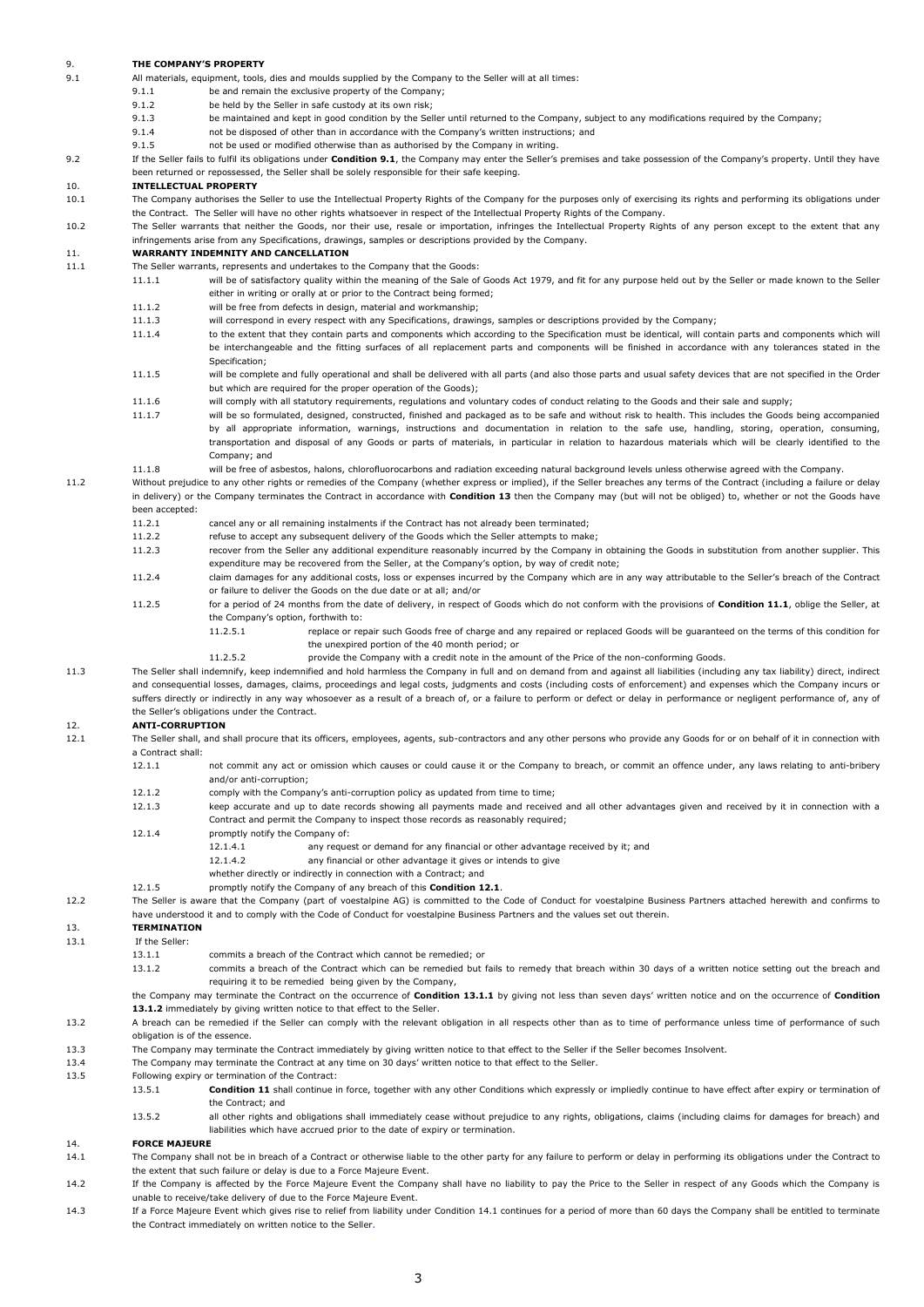## 9. THE COMPANY'S PROPERTY

9.1 All materials, equipment, tools, dies and moulds supplied by the Company to the Seller will at all times:

- 9.1.1 be and remain the exclusive property of the Company;
- 9.1.2 be held by the Seller in safe custody at its own risk;
- 9.1.3 be maintained and kept in good condition by the Seller until returned to the Company, subject to any modifications required by the Company;
- 9.1.4 not be disposed of other than in accordance with the Company's written instructions; and
- 9.1.5 not be used or modified otherwise than as authorised by the Company in writing.

9.2 If the Seller fails to fulfil its obligations under **Condition 9.1**, the Company may enter the Seller's premises and take possession of the Company's property. Until they have been returned or repossessed, the Seller shall be solely responsible for their safe keeping.

## 10. INTELLECTUAL PROPERTY

10.1 The Company authorises the Seller to use the Intellectual Property Rights of the Company for the purposes only of exercising its rights and performing its obligations under the Contract. The Seller will have no other rights whatsoever in respect of the Intellectual Property Rights of the Company.

10.2 The Seller warrants that neither the Goods, nor their use, resale or importation, infringes the Intellectual Property Rights of any person except to the extent that any infringements arise from any Specifications, drawings, samples or descriptions provided by the Company.

## 11. WARRANTY INDEMNITY AND CANCELLATION

11.1 The Seller warrants, represents and undertakes to the Company that the Goods:

- 11.1.1 will be of satisfactory quality within the meaning of the Sale of Goods Act 1979, and fit for any purpose held out by the Seller or made known to the Seller either in writing or orally at or prior to the Contract being formed;
- 11.1.2 will be free from defects in design, material and workmanship;
- 11.1.3 will correspond in every respect with any Specifications, drawings, samples or descriptions provided by the Company;
- 11.1.4 to the extent that they contain parts and components which according to the Specification must be identical, will contain parts and components which will be interchangeable and the fitting surfaces of all replacement parts and components will be finished in accordance with any tolerances stated in the Specification;
- 11.1.5 will be complete and fully operational and shall be delivered with all parts (and also those parts and usual safety devices that are not specified in the Order but which are required for the proper operation of the Goods);
- 11.1.6 will comply with all statutory requirements, regulations and voluntary codes of conduct relating to the Goods and their sale and supply;
- 11.1.7 will be so formulated, designed, constructed, finished and packaged as to be safe and without risk to health. This includes the Goods being accompanied by all appropriate information, warnings, instructions and documentation in relation to the safe use, handling, storing, operation, consuming, transportation and disposal of any Goods or parts of materials, in particular in relation to hazardous materials which will be clearly identified to the Company; and
- 11.1.8 will be free of asbestos, halons, chlorofluorocarbons and radiation exceeding natural background levels unless otherwise agreed with the Company.

11.2 Without prejudice to any other rights or remedies of the Company (whether express or implied), if the Seller breaches any terms of the Contract (including a failure or delay in delivery) or the Company terminates the Contract in accordance with **Condition 13** then the Company may (but will not be obliged) to, whether or not the Goods have been accepted:

- 11.2.1 cancel any or all remaining instalments if the Contract has not already been terminated;
- 11.2.2 refuse to accept any subsequent delivery of the Goods which the Seller attempts to make;
- 11.2.3 recover from the Seller any additional expenditure reasonably incurred by the Company in obtaining the Goods in substitution from another supplier. This expenditure may be recovered from the Seller, at the Company's option, by way of credit note;
- 11.2.4 claim damages for any additional costs, loss or expenses incurred by the Company which are in any way attributable to the Seller's breach of the Contract or failure to deliver the Goods on the due date or at all; and/or
- 11.2.5 for a period of 24 months from the date of delivery, in respect of Goods which do not conform with the provisions of **Condition 11.1**, oblige the Seller, at the Company's option, forthwith to:
  - 11.2.5.1 replace or repair such Goods free of charge and any repaired or replaced Goods will be guaranteed on the terms of this condition for the unexpired portion of the 40 month period; or
  - 11.2.5.2 provide the Company with a credit note in the amount of the Price of the non-conforming Goods.

11.3 The Seller shall indemnify, keep indemnified and hold harmless the Company in full and on demand from and against all liabilities (including any tax liability) direct, indirect and consequential losses, damages, claims, proceedings and legal costs, judgments and costs (including costs of enforcement) and expenses which the Company incurs or suffers directly or indirectly in any way whosoever as a result of a breach of, or a failure to perform or defect or delay in performance or negligent performance of, any of the Seller's obligations under the Contract.

## 12. ANTI-CORRUPTION

12.1 The Seller shall, and shall procure that its officers, employees, agents, sub-contractors and any other persons who provide any Goods for or on behalf of it in connection with a Contract shall:

- 12.1.1 not commit any act or omission which causes or could cause it or the Company to breach, or commit an offence under, any laws relating to anti-bribery and/or anti-corruption;
- 12.1.2 comply with the Company's anti-corruption policy as updated from time to time;
- 12.1.3 keep accurate and up to date records showing all payments made and received and all other advantages given and received by it in connection with a Contract and permit the Company to inspect those records as reasonably required;
- 12.1.4 promptly notify the Company of:
  - 12.1.4.1 any request or demand for any financial or other advantage received by it; and
  - 12.1.4.2 any financial or other advantage it gives or intends to give

  whether directly or indirectly in connection with a Contract; and
- 12.1.5 promptly notify the Company of any breach of this **Condition 12.1**.

12.2 The Seller is aware that the Company (part of voestalpine AG) is committed to the Code of Conduct for voestalpine Business Partners attached herewith and confirms to have understood it and to comply with the Code of Conduct for voestalpine Business Partners and the values set out therein.

## 13. TERMINATION

13.1 If the Seller:

- 13.1.1 commits a breach of the Contract which cannot be remedied; or
- 13.1.2 commits a breach of the Contract which can be remedied but fails to remedy that breach within 30 days of a written notice setting out the breach and requiring it to be remedied being given by the Company,

the Company may terminate the Contract on the occurrence of **Condition 13.1.1** by giving not less than seven days' written notice and on the occurrence of **Condition 13.1.2** immediately by giving written notice to that effect to the Seller.

13.2 A breach can be remedied if the Seller can comply with the relevant obligation in all respects other than as to time of performance unless time of performance of such obligation is of the essence.

13.3 The Company may terminate the Contract immediately by giving written notice to that effect to the Seller if the Seller becomes Insolvent.

13.4 The Company may terminate the Contract at any time on 30 days' written notice to that effect to the Seller.

13.5 Following expiry or termination of the Contract:

- 13.5.1 **Condition 11** shall continue in force, together with any other Conditions which expressly or impliedly continue to have effect after expiry or termination of the Contract; and
- 13.5.2 all other rights and obligations shall immediately cease without prejudice to any rights, obligations, claims (including claims for damages for breach) and liabilities which have accrued prior to the date of expiry or termination.

## 14. FORCE MAJEURE

14.1 The Company shall not be in breach of a Contract or otherwise liable to the other party for any failure to perform or delay in performing its obligations under the Contract to the extent that such failure or delay is due to a Force Majeure Event.

14.2 If the Company is affected by the Force Majeure Event the Company shall have no liability to pay the Price to the Seller in respect of any Goods which the Company is unable to receive/take delivery of due to the Force Majeure Event.

14.3 If a Force Majeure Event which gives rise to relief from liability under Condition 14.1 continues for a period of more than 60 days the Company shall be entitled to terminate the Contract immediately on written notice to the Seller.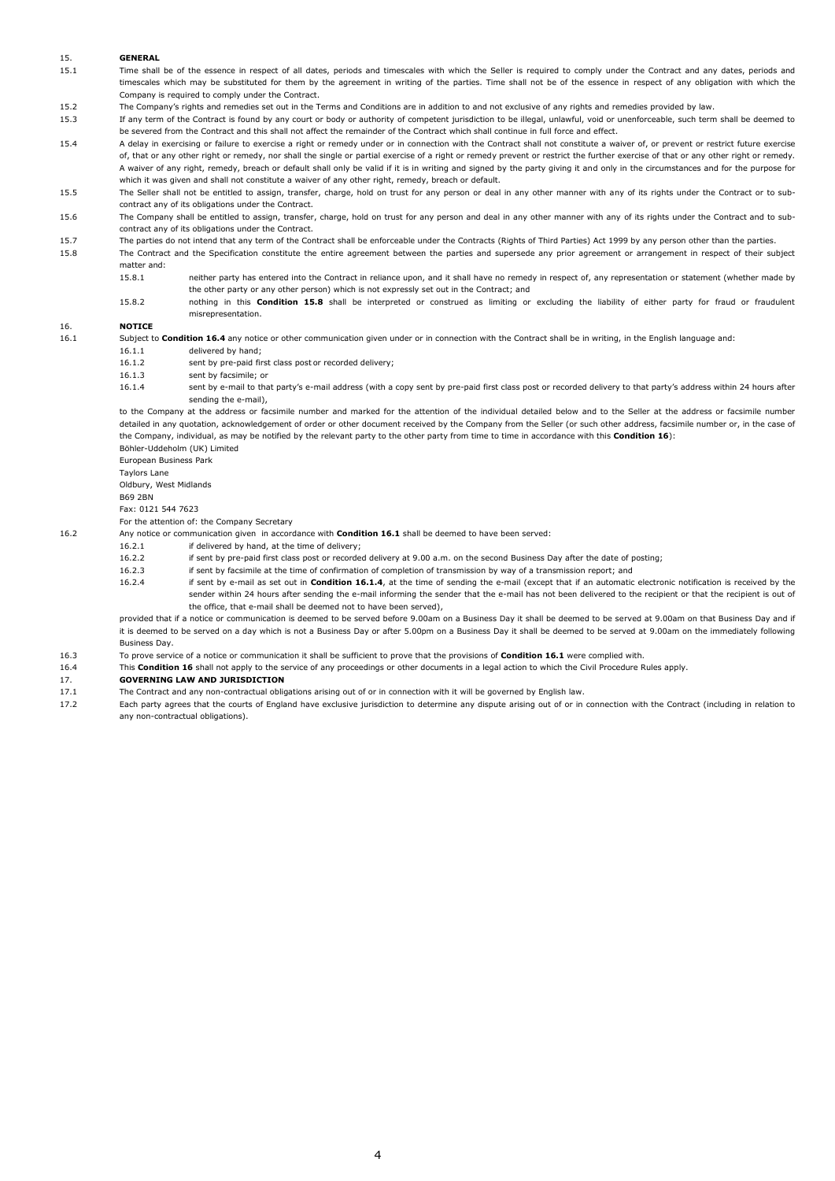**15. GENERAL**

15.1 Time shall be of the essence in respect of all dates, periods and timescales with which the Seller is required to comply under the Contract and any dates, periods and timescales which may be substituted for them by the agreement in writing of the parties. Time shall not be of the essence in respect of any obligation with which the Company is required to comply under the Contract.

15.2 The Company's rights and remedies set out in the Terms and Conditions are in addition to and not exclusive of any rights and remedies provided by law.

15.3 If any term of the Contract is found by any court or body or authority of competent jurisdiction to be illegal, unlawful, void or unenforceable, such term shall be deemed to be severed from the Contract and this shall not affect the remainder of the Contract which shall continue in full force and effect.

15.4 A delay in exercising or failure to exercise a right or remedy under or in connection with the Contract shall not constitute a waiver of, or prevent or restrict future exercise of, that or any other right or remedy, nor shall the single or partial exercise of a right or remedy prevent or restrict the further exercise of that or any other right or remedy. A waiver of any right, remedy, breach or default shall only be valid if it is in writing and signed by the party giving it and only in the circumstances and for the purpose for which it was given and shall not constitute a waiver of any other right, remedy, breach or default.

15.5 The Seller shall not be entitled to assign, transfer, charge, hold on trust for any person or deal in any other manner with any of its rights under the Contract or to sub-contract any of its obligations under the Contract.

15.6 The Company shall be entitled to assign, transfer, charge, hold on trust for any person and deal in any other manner with any of its rights under the Contract and to sub-contract any of its obligations under the Contract.

15.7 The parties do not intend that any term of the Contract shall be enforceable under the Contracts (Rights of Third Parties) Act 1999 by any person other than the parties.

15.8 The Contract and the Specification constitute the entire agreement between the parties and supersede any prior agreement or arrangement in respect of their subject matter and:

15.8.1 neither party has entered into the Contract in reliance upon, and it shall have no remedy in respect of, any representation or statement (whether made by the other party or any other person) which is not expressly set out in the Contract; and

15.8.2 nothing in this **Condition 15.8** shall be interpreted or construed as limiting or excluding the liability of either party for fraud or fraudulent misrepresentation.

**16. NOTICE**

16.1 Subject to **Condition 16.4** any notice or other communication given under or in connection with the Contract shall be in writing, in the English language and:

16.1.1 delivered by hand;

16.1.2 sent by pre-paid first class post or recorded delivery;

16.1.3 sent by facsimile; or

16.1.4 sent by e-mail to that party's e-mail address (with a copy sent by pre-paid first class post or recorded delivery to that party's address within 24 hours after sending the e-mail),

to the Company at the address or facsimile number and marked for the attention of the individual detailed below and to the Seller at the address or facsimile number detailed in any quotation, acknowledgement of order or other document received by the Company from the Seller (or such other address, facsimile number or, in the case of the Company, individual, as may be notified by the relevant party to the other party from time to time in accordance with this **Condition 16**):

Böhler-Uddeholm (UK) Limited
European Business Park
Taylors Lane
Oldbury, West Midlands
B69 2BN
Fax: 0121 544 7623
For the attention of: the Company Secretary

16.2 Any notice or communication given in accordance with **Condition 16.1** shall be deemed to have been served:

16.2.1 if delivered by hand, at the time of delivery;

16.2.2 if sent by pre-paid first class post or recorded delivery at 9.00 a.m. on the second Business Day after the date of posting;

16.2.3 if sent by facsimile at the time of confirmation of completion of transmission by way of a transmission report; and

16.2.4 if sent by e-mail as set out in **Condition 16.1.4**, at the time of sending the e-mail (except that if an automatic electronic notification is received by the sender within 24 hours after sending the e-mail informing the sender that the e-mail has not been delivered to the recipient or that the recipient is out of the office, that e-mail shall be deemed not to have been served),

provided that if a notice or communication is deemed to be served before 9.00am on a Business Day it shall be deemed to be served at 9.00am on that Business Day and if it is deemed to be served on a day which is not a Business Day or after 5.00pm on a Business Day it shall be deemed to be served at 9.00am on the immediately following Business Day.

16.3 To prove service of a notice or communication it shall be sufficient to prove that the provisions of **Condition 16.1** were complied with.

16.4 This **Condition 16** shall not apply to the service of any proceedings or other documents in a legal action to which the Civil Procedure Rules apply.

**17. GOVERNING LAW AND JURISDICTION**

17.1 The Contract and any non-contractual obligations arising out of or in connection with it will be governed by English law.

17.2 Each party agrees that the courts of England have exclusive jurisdiction to determine any dispute arising out of or in connection with the Contract (including in relation to any non-contractual obligations).